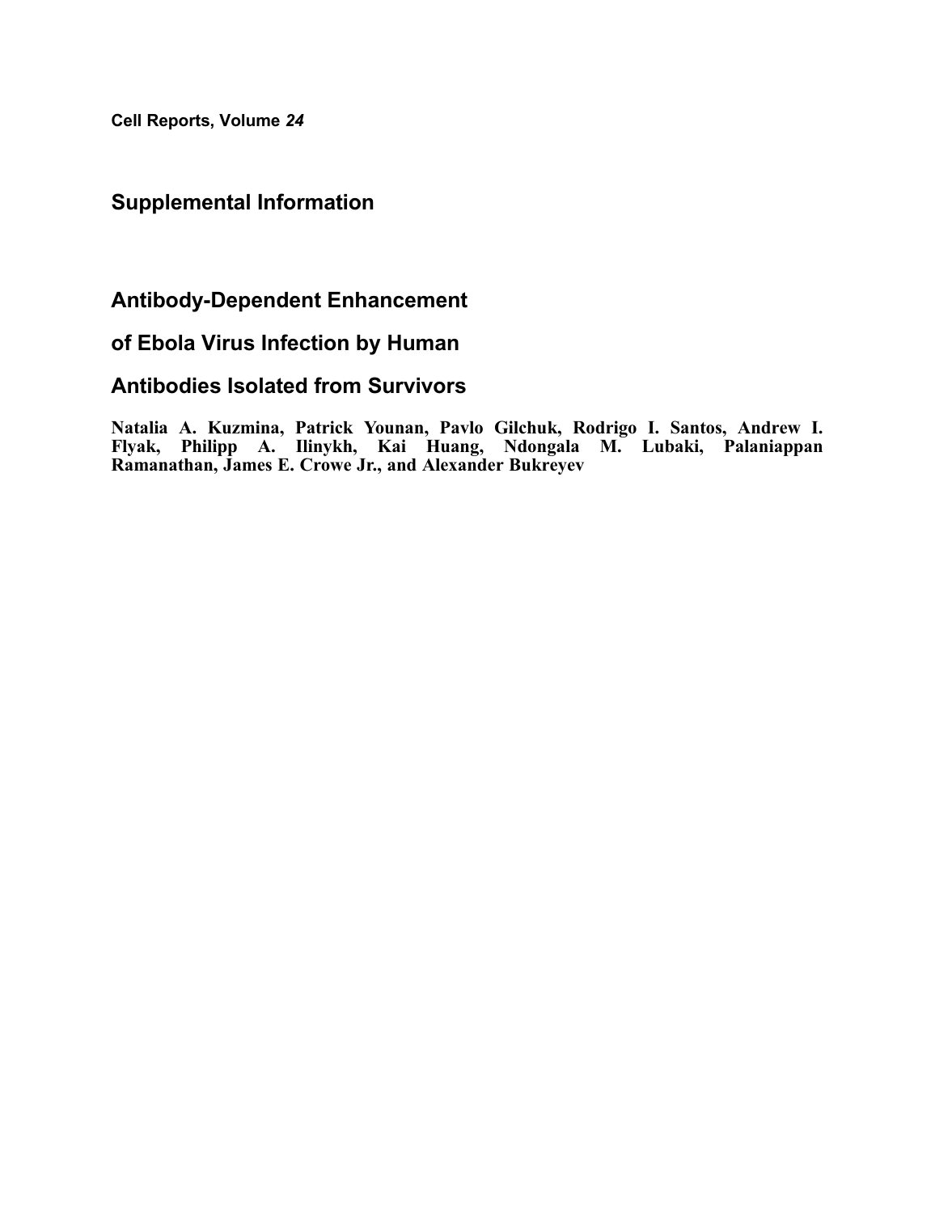Cell Reports, Volume *24*

## Supplemental Information

# Antibody-Dependent Enhancement of Ebola Virus Infection by Human Antibodies Isolated from Survivors

**Natalia A. Kuzmina, Patrick Younan, Pavlo Gilchuk, Rodrigo I. Santos, Andrew I. Flyak, Philipp A. Ilinykh, Kai Huang, Ndongala M. Lubaki, Palaniappan Ramanathan, James E. Crowe Jr., and Alexander Bukreyev**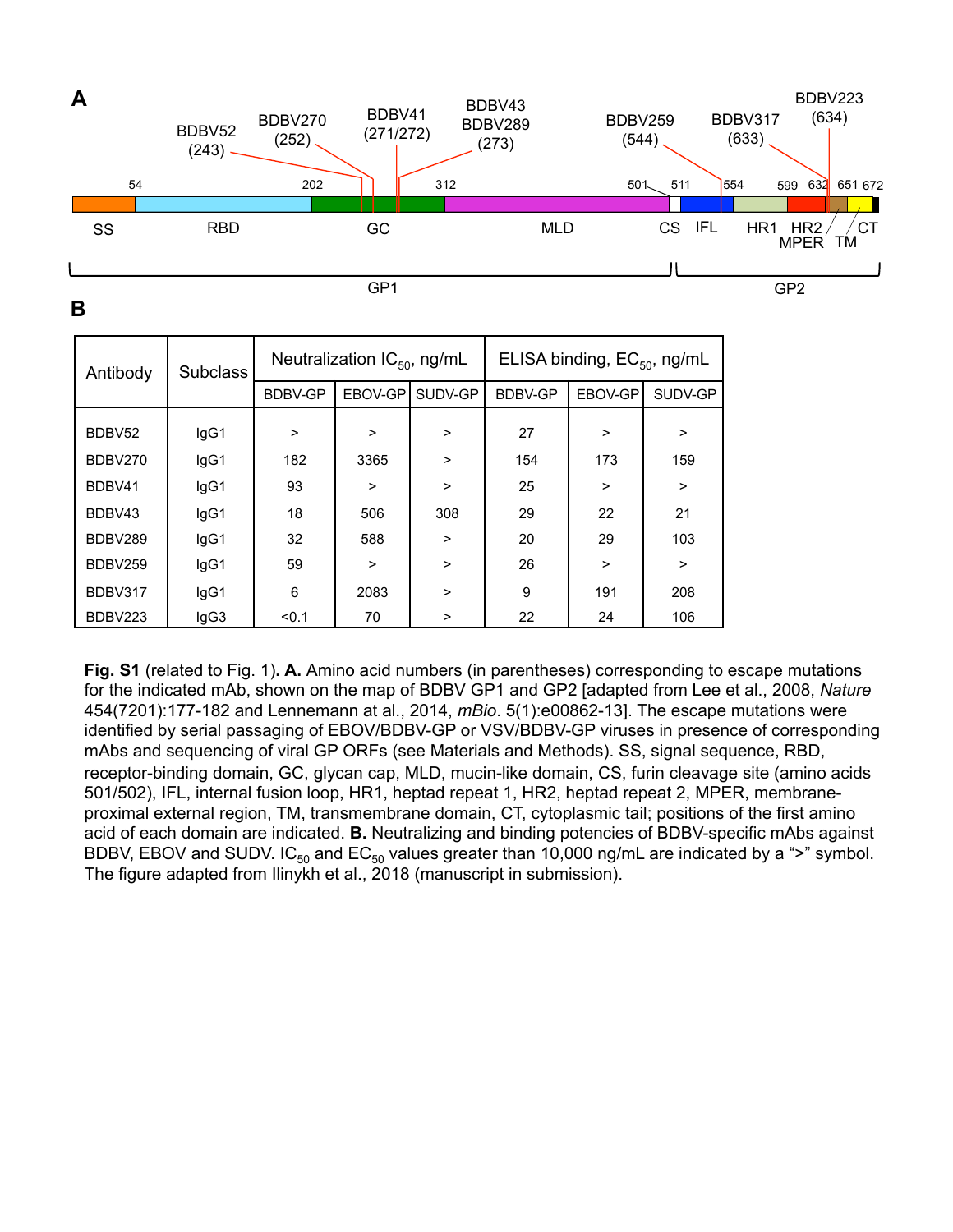**A**

BDBV52 (243) | BDBV270 (252) | BDBV41 (271/272) | BDBV43 BDBV289 (273) | BDBV259 (544) | BDBV317 (633) | BDBV223 (634)

54 | 202 | 312 | 501 | 511 | 554 | 599 | 632 | 651 | 672

SS | RBD | GC | MLD | CS | IFL | HR1 | HR2 | MPER | TM | CT

GP1 | GP2

**B**

| Antibody | Subclass | Neutralization $IC_{50}$, ng/mL | | | ELISA binding, $EC_{50}$, ng/mL | | |
|---|---|---|---|---|---|---|---|
| | | BDBV-GP | EBOV-GP | SUDV-GP | BDBV-GP | EBOV-GP | SUDV-GP |
| BDBV52 | IgG1 | > | > | > | 27 | > | > |
| BDBV270 | IgG1 | 182 | 3365 | > | 154 | 173 | 159 |
| BDBV41 | IgG1 | 93 | > | > | 25 | > | > |
| BDBV43 | IgG1 | 18 | 506 | 308 | 29 | 22 | 21 |
| BDBV289 | IgG1 | 32 | 588 | > | 20 | 29 | 103 |
| BDBV259 | IgG1 | 59 | > | > | 26 | > | > |
| BDBV317 | IgG1 | 6 | 2083 | > | 9 | 191 | 208 |
| BDBV223 | IgG3 | <0.1 | 70 | > | 22 | 24 | 106 |

**Fig. S1** (related to Fig. 1)**. A.** Amino acid numbers (in parentheses) corresponding to escape mutations for the indicated mAb, shown on the map of BDBV GP1 and GP2 [adapted from Lee et al., 2008, *Nature* 454(7201):177-182 and Lennemann at al., 2014, *mBio*. 5(1):e00862-13]. The escape mutations were identified by serial passaging of EBOV/BDBV-GP or VSV/BDBV-GP viruses in presence of corresponding mAbs and sequencing of viral GP ORFs (see Materials and Methods). SS, signal sequence, RBD, receptor-binding domain, GC, glycan cap, MLD, mucin-like domain, CS, furin cleavage site (amino acids 501/502), IFL, internal fusion loop, HR1, heptad repeat 1, HR2, heptad repeat 2, MPER, membrane-proximal external region, TM, transmembrane domain, CT, cytoplasmic tail; positions of the first amino acid of each domain are indicated. **B.** Neutralizing and binding potencies of BDBV-specific mAbs against BDBV, EBOV and SUDV. $IC_{50}$ and $EC_{50}$ values greater than 10,000 ng/mL are indicated by a ">" symbol. The figure adapted from Ilinykh et al., 2018 (manuscript in submission).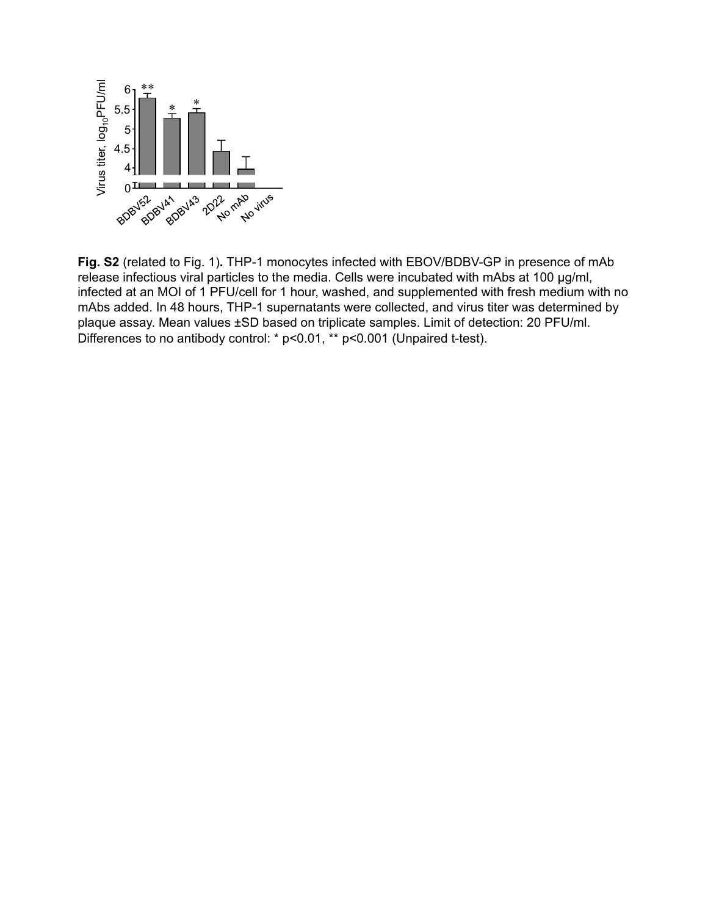**Fig. S2** (related to Fig. 1)**.** THP-1 monocytes infected with EBOV/BDBV-GP in presence of mAb release infectious viral particles to the media. Cells were incubated with mAbs at 100 μg/ml, infected at an MOI of 1 PFU/cell for 1 hour, washed, and supplemented with fresh medium with no mAbs added. In 48 hours, THP-1 supernatants were collected, and virus titer was determined by plaque assay. Mean values ±SD based on triplicate samples. Limit of detection: 20 PFU/ml. Differences to no antibody control: * $p<0.01$, ** $p<0.001$ (Unpaired t-test).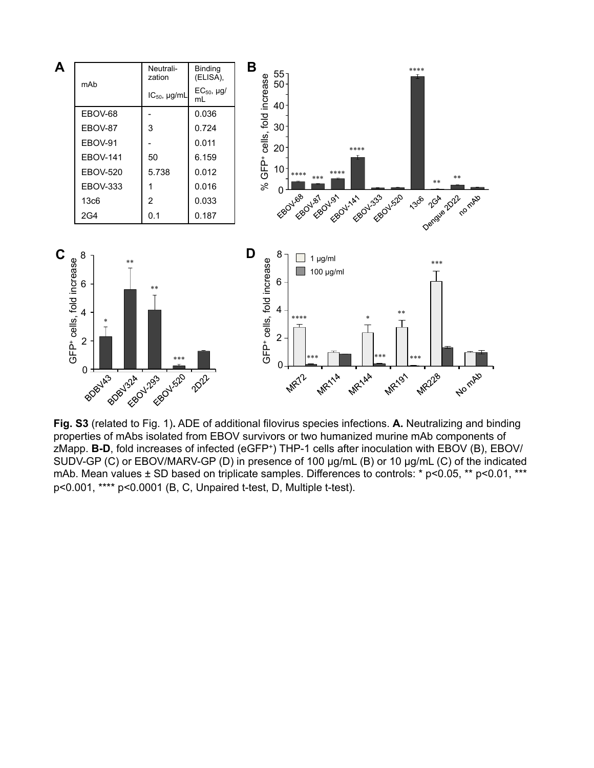**A**

| mAb | Neutralization IC$_{50}$, µg/mL | Binding (ELISA), EC$_{50}$, µg/mL |
|---|---|---|
| EBOV-68 | - | 0.036 |
| EBOV-87 | 3 | 0.724 |
| EBOV-91 | - | 0.011 |
| EBOV-141 | 50 | 6.159 |
| EBOV-520 | 5.738 | 0.012 |
| EBOV-333 | 1 | 0.016 |
| 13c6 | 2 | 0.033 |
| 2G4 | 0.1 | 0.187 |

**Fig. S3** (related to Fig. 1)**.** ADE of additional filovirus species infections. **A.** Neutralizing and binding properties of mAbs isolated from EBOV survivors or two humanized murine mAb components of zMapp. **B-D**, fold increases of infected (eGFP⁺) THP-1 cells after inoculation with EBOV (B), EBOV/SUDV-GP (C) or EBOV/MARV-GP (D) in presence of 100 µg/mL (B) or 10 µg/mL (C) of the indicated mAb. Mean values ± SD based on triplicate samples. Differences to controls: * $p<0.05$, ** $p<0.01$, *** $p<0.001$, **** $p<0.0001$ (B, C, Unpaired t-test, D, Multiple t-test).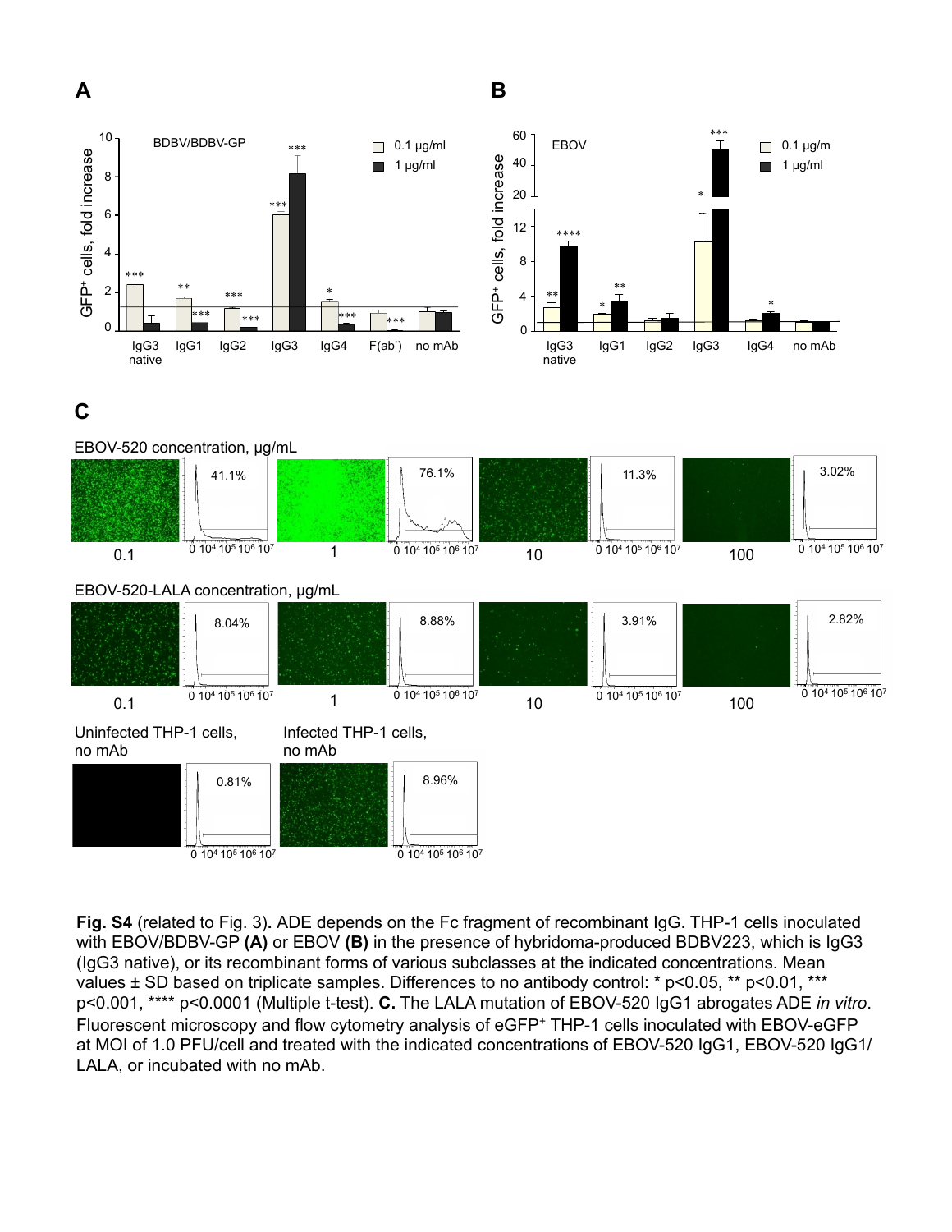**Fig. S4** (related to Fig. 3)**.** ADE depends on the Fc fragment of recombinant IgG. THP-1 cells inoculated with EBOV/BDBV-GP **(A)** or EBOV **(B)** in the presence of hybridoma-produced BDBV223, which is IgG3 (IgG3 native), or its recombinant forms of various subclasses at the indicated concentrations. Mean values ± SD based on triplicate samples. Differences to no antibody control: * p<0.05, ** p<0.01, *** p<0.001, **** p<0.0001 (Multiple t-test). **C.** The LALA mutation of EBOV-520 IgG1 abrogates ADE *in vitro*. Fluorescent microscopy and flow cytometry analysis of eGFP⁺ THP-1 cells inoculated with EBOV-eGFP at MOI of 1.0 PFU/cell and treated with the indicated concentrations of EBOV-520 IgG1, EBOV-520 IgG1/LALA, or incubated with no mAb.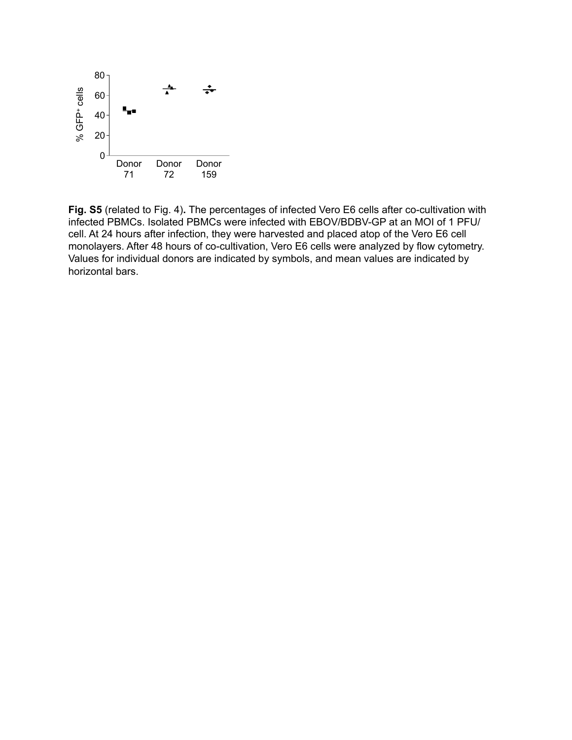**Fig. S5** (related to Fig. 4)**.** The percentages of infected Vero E6 cells after co-cultivation with infected PBMCs. Isolated PBMCs were infected with EBOV/BDBV-GP at an MOI of 1 PFU/cell. At 24 hours after infection, they were harvested and placed atop of the Vero E6 cell monolayers. After 48 hours of co-cultivation, Vero E6 cells were analyzed by flow cytometry. Values for individual donors are indicated by symbols, and mean values are indicated by horizontal bars.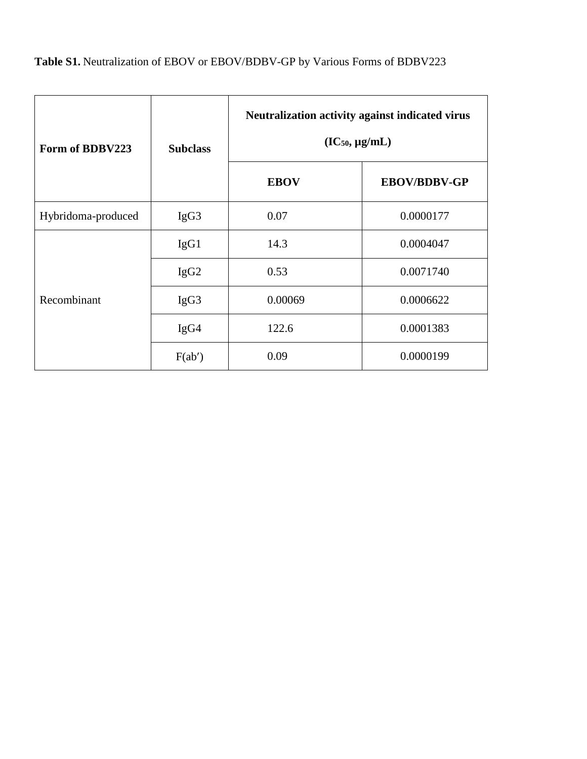**Table S1.** Neutralization of EBOV or EBOV/BDBV-GP by Various Forms of BDBV223

| Form of BDBV223 | Subclass | Neutralization activity against indicated virus ($IC_{50}$, µg/mL) | |
|---|---|---|---|
| | | EBOV | EBOV/BDBV-GP |
| Hybridoma-produced | IgG3 | 0.07 | 0.0000177 |
| Recombinant | IgG1 | 14.3 | 0.0004047 |
| | IgG2 | 0.53 | 0.0071740 |
| | IgG3 | 0.00069 | 0.0006622 |
| | IgG4 | 122.6 | 0.0001383 |
| | F(ab′) | 0.09 | 0.0000199 |